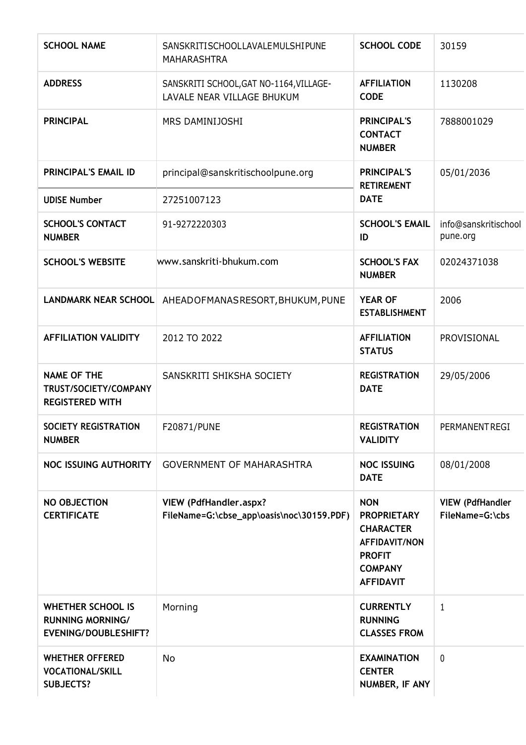| SCHOOL NAME | SANSKRITISCHOOLLAVALEMULSHIPUNE MAHARASHTRA | SCHOOL CODE | 30159 |
|---|---|---|---|
| ADDRESS | SANSKRITI SCHOOL,GAT NO-1164,VILLAGE-LAVALE NEAR VILLAGE BHUKUM | AFFILIATION CODE | 1130208 |
| PRINCIPAL | MRS DAMINIJOSHI | PRINCIPAL'S CONTACT NUMBER | 7888001029 |
| PRINCIPAL'S EMAIL ID | principal@sanskritischoolpune.org | PRINCIPAL'S RETIREMENT DATE | 05/01/2036 |
| UDISE Number | 27251007123 | | |
| SCHOOL'S CONTACT NUMBER | 91-9272220303 | SCHOOL'S EMAIL ID | info@sanskritischoolpune.org |
| SCHOOL'S WEBSITE | www.sanskriti-bhukum.com | SCHOOL'S FAX NUMBER | 02024371038 |
| LANDMARK NEAR SCHOOL | AHEADOFMANASRESORT,BHUKUM,PUNE | YEAR OF ESTABLISHMENT | 2006 |
| AFFILIATION VALIDITY | 2012 TO 2022 | AFFILIATION STATUS | PROVISIONAL |
| NAME OF THE TRUST/SOCIETY/COMPANY REGISTERED WITH | SANSKRITI SHIKSHA SOCIETY | REGISTRATION DATE | 29/05/2006 |
| SOCIETY REGISTRATION NUMBER | F20871/PUNE | REGISTRATION VALIDITY | PERMANENTREGI |
| NOC ISSUING AUTHORITY | GOVERNMENT OF MAHARASHTRA | NOC ISSUING DATE | 08/01/2008 |
| NO OBJECTION CERTIFICATE | VIEW (PdfHandler.aspx?FileName=G:\cbse_app\oasis\noc\30159.PDF) | NON PROPRIETARY CHARACTER AFFIDAVIT/NON PROFIT COMPANY AFFIDAVIT | VIEW (PdfHandler FileName=G:\cbs |
| WHETHER SCHOOL IS RUNNING MORNING/ EVENING/DOUBLESHIFT? | Morning | CURRENTLY RUNNING CLASSES FROM | 1 |
| WHETHER OFFERED VOCATIONAL/SKILL SUBJECTS? | No | EXAMINATION CENTER NUMBER, IF ANY | 0 |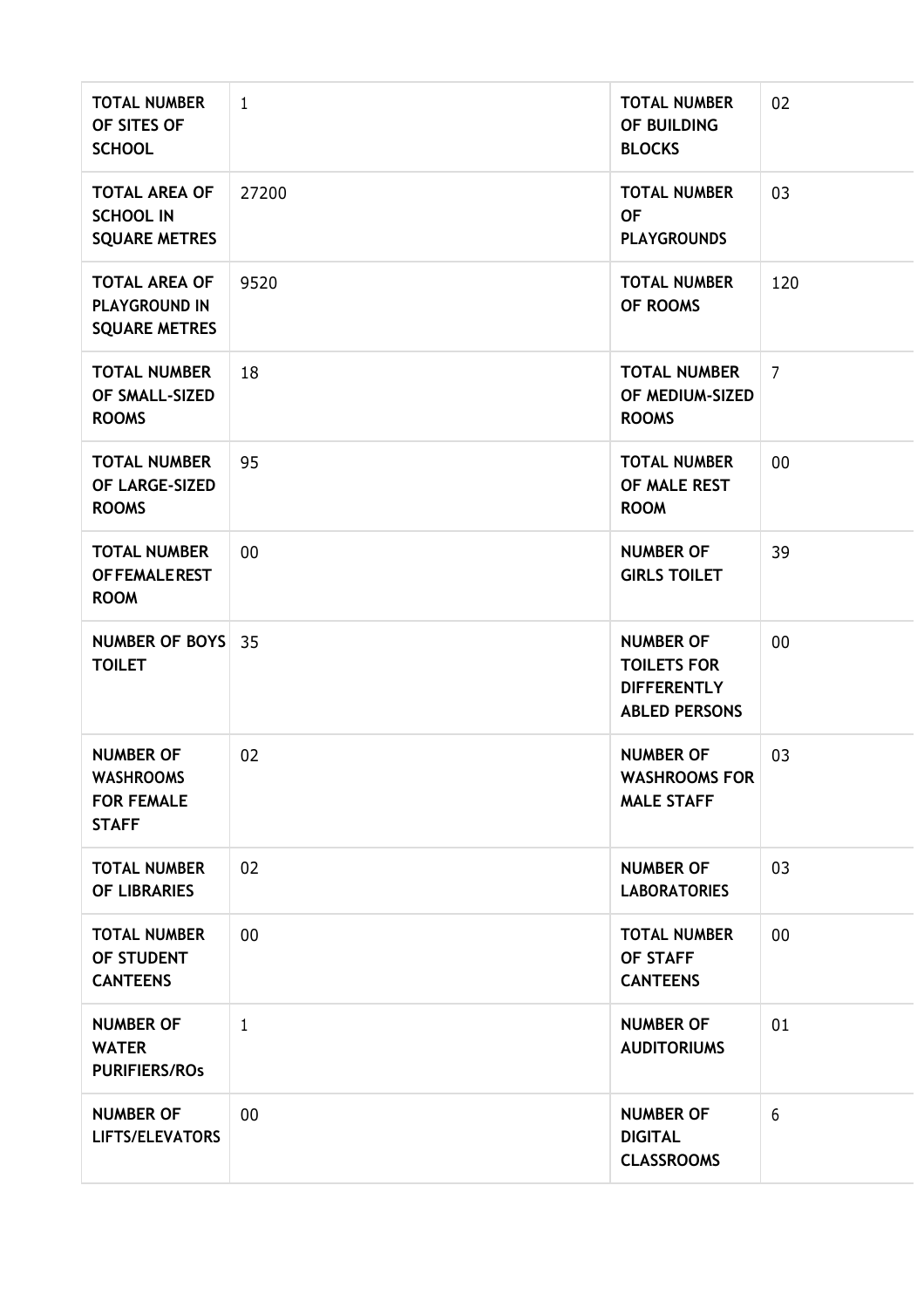| TOTAL NUMBER OF SITES OF SCHOOL | 1 | TOTAL NUMBER OF BUILDING BLOCKS | 02 |
|---|---|---|---|
| TOTAL AREA OF SCHOOL IN SQUARE METRES | 27200 | TOTAL NUMBER OF PLAYGROUNDS | 03 |
| TOTAL AREA OF PLAYGROUND IN SQUARE METRES | 9520 | TOTAL NUMBER OF ROOMS | 120 |
| TOTAL NUMBER OF SMALL-SIZED ROOMS | 18 | TOTAL NUMBER OF MEDIUM-SIZED ROOMS | 7 |
| TOTAL NUMBER OF LARGE-SIZED ROOMS | 95 | TOTAL NUMBER OF MALE REST ROOM | 00 |
| TOTAL NUMBER OF FEMALE REST ROOM | 00 | NUMBER OF GIRLS TOILET | 39 |
| NUMBER OF BOYS TOILET | 35 | NUMBER OF TOILETS FOR DIFFERENTLY ABLED PERSONS | 00 |
| NUMBER OF WASHROOMS FOR FEMALE STAFF | 02 | NUMBER OF WASHROOMS FOR MALE STAFF | 03 |
| TOTAL NUMBER OF LIBRARIES | 02 | NUMBER OF LABORATORIES | 03 |
| TOTAL NUMBER OF STUDENT CANTEENS | 00 | TOTAL NUMBER OF STAFF CANTEENS | 00 |
| NUMBER OF WATER PURIFIERS/ROs | 1 | NUMBER OF AUDITORIUMS | 01 |
| NUMBER OF LIFTS/ELEVATORS | 00 | NUMBER OF DIGITAL CLASSROOMS | 6 |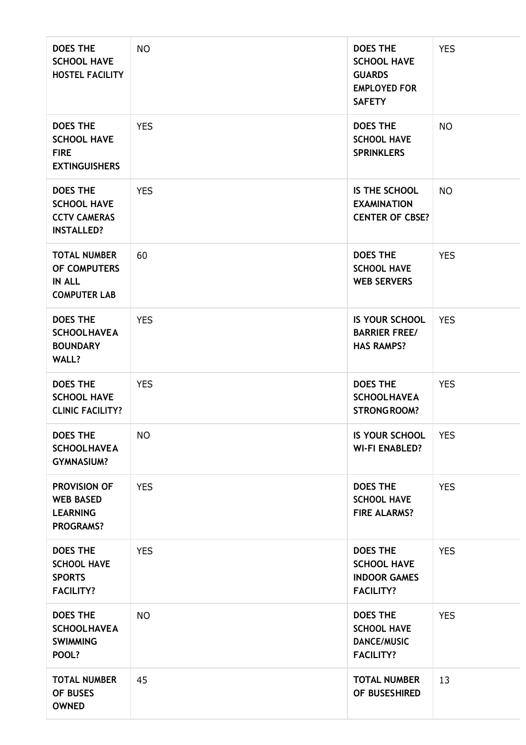| DOES THE SCHOOL HAVE HOSTEL FACILITY | NO | DOES THE SCHOOL HAVE GUARDS EMPLOYED FOR SAFETY | YES |
|---|---|---|---|
| DOES THE SCHOOL HAVE FIRE EXTINGUISHERS | YES | DOES THE SCHOOL HAVE SPRINKLERS | NO |
| DOES THE SCHOOL HAVE CCTV CAMERAS INSTALLED? | YES | IS THE SCHOOL EXAMINATION CENTER OF CBSE? | NO |
| TOTAL NUMBER OF COMPUTERS IN ALL COMPUTER LAB | 60 | DOES THE SCHOOL HAVE WEB SERVERS | YES |
| DOES THE SCHOOLHAVEA BOUNDARY WALL? | YES | IS YOUR SCHOOL BARRIER FREE/ HAS RAMPS? | YES |
| DOES THE SCHOOL HAVE CLINIC FACILITY? | YES | DOES THE SCHOOLHAVEA STRONGROOM? | YES |
| DOES THE SCHOOLHAVEA GYMNASIUM? | NO | IS YOUR SCHOOL WI-FI ENABLED? | YES |
| PROVISION OF WEB BASED LEARNING PROGRAMS? | YES | DOES THE SCHOOL HAVE FIRE ALARMS? | YES |
| DOES THE SCHOOL HAVE SPORTS FACILITY? | YES | DOES THE SCHOOL HAVE INDOOR GAMES FACILITY? | YES |
| DOES THE SCHOOLHAVEA SWIMMING POOL? | NO | DOES THE SCHOOL HAVE DANCE/MUSIC FACILITY? | YES |
| TOTAL NUMBER OF BUSES OWNED | 45 | TOTAL NUMBER OF BUSESHIRED | 13 |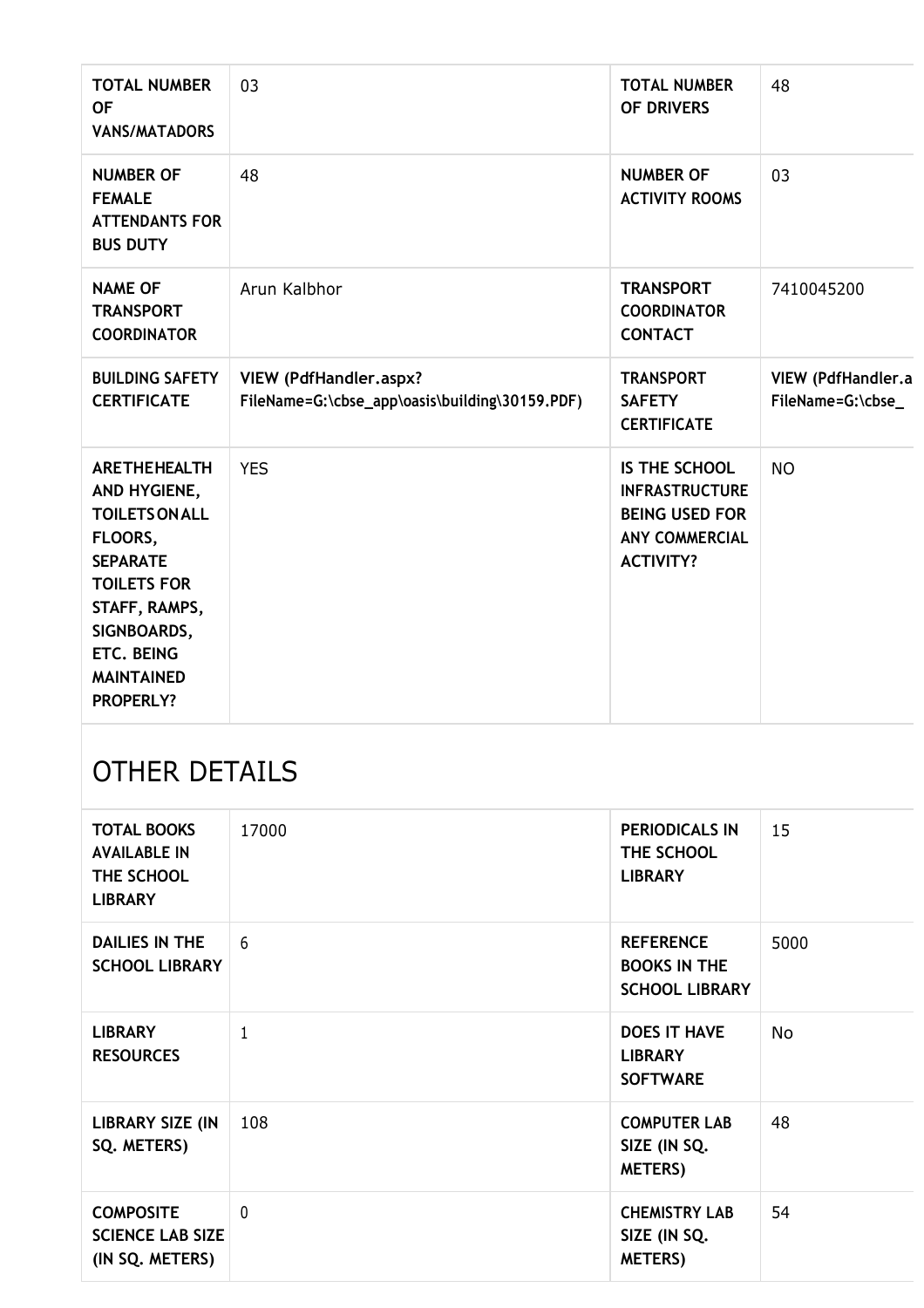| TOTAL NUMBER OF VANS/MATADORS | 03 | TOTAL NUMBER OF DRIVERS | 48 |
|---|---|---|---|
| NUMBER OF FEMALE ATTENDANTS FOR BUS DUTY | 48 | NUMBER OF ACTIVITY ROOMS | 03 |
| NAME OF TRANSPORT COORDINATOR | Arun Kalbhor | TRANSPORT COORDINATOR CONTACT | 7410045200 |
| BUILDING SAFETY CERTIFICATE | VIEW (PdfHandler.aspx?FileName=G:\cbse_app\oasis\building\30159.PDF) | TRANSPORT SAFETY CERTIFICATE | VIEW (PdfHandler.a FileName=G:\cbse_ |
| ARETHEHEALTH AND HYGIENE, TOILETSONALL FLOORS, SEPARATE TOILETS FOR STAFF, RAMPS, SIGNBOARDS, ETC. BEING MAINTAINED PROPERLY? | YES | IS THE SCHOOL INFRASTRUCTURE BEING USED FOR ANY COMMERCIAL ACTIVITY? | NO |

## OTHER DETAILS

| TOTAL BOOKS AVAILABLE IN THE SCHOOL LIBRARY | 17000 | PERIODICALS IN THE SCHOOL LIBRARY | 15 |
|---|---|---|---|
| DAILIES IN THE SCHOOL LIBRARY | 6 | REFERENCE BOOKS IN THE SCHOOL LIBRARY | 5000 |
| LIBRARY RESOURCES | 1 | DOES IT HAVE LIBRARY SOFTWARE | No |
| LIBRARY SIZE (IN SQ. METERS) | 108 | COMPUTER LAB SIZE (IN SQ. METERS) | 48 |
| COMPOSITE SCIENCE LAB SIZE (IN SQ. METERS) | 0 | CHEMISTRY LAB SIZE (IN SQ. METERS) | 54 |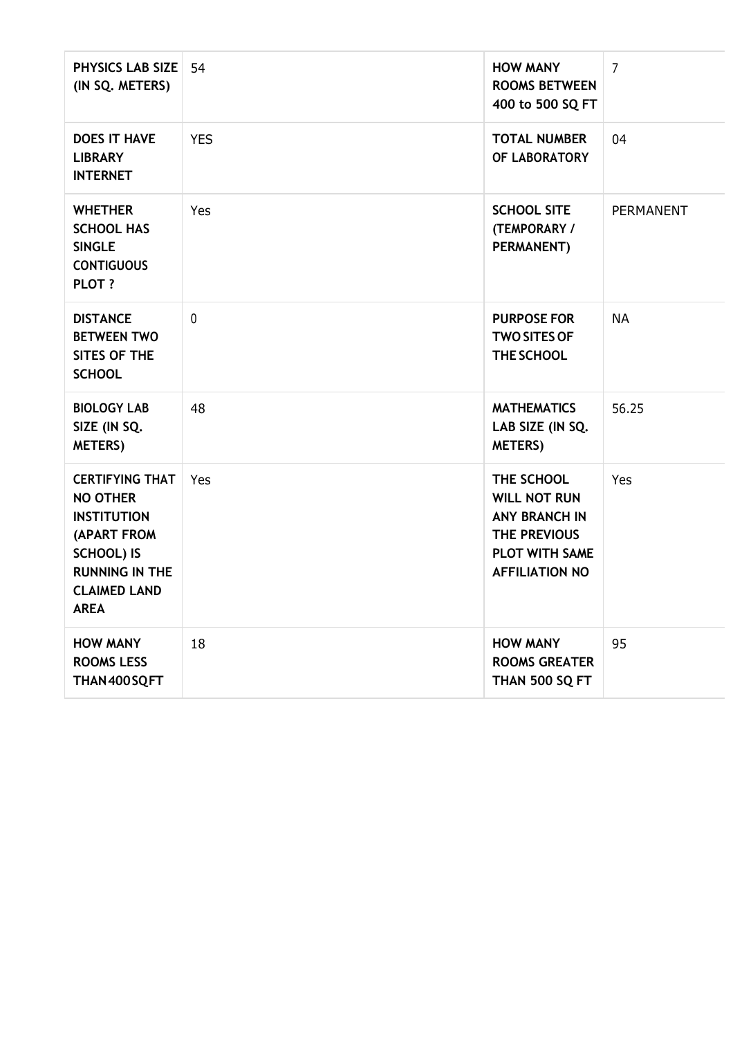| | | | |
|---|---|---|---|
| **PHYSICS LAB SIZE (IN SQ. METERS)** | 54 | **HOW MANY ROOMS BETWEEN 400 to 500 SQ FT** | 7 |
| **DOES IT HAVE LIBRARY INTERNET** | YES | **TOTAL NUMBER OF LABORATORY** | 04 |
| **WHETHER SCHOOL HAS SINGLE CONTIGUOUS PLOT ?** | Yes | **SCHOOL SITE (TEMPORARY / PERMANENT)** | PERMANENT |
| **DISTANCE BETWEEN TWO SITES OF THE SCHOOL** | 0 | **PURPOSE FOR TWO SITES OF THE SCHOOL** | NA |
| **BIOLOGY LAB SIZE (IN SQ. METERS)** | 48 | **MATHEMATICS LAB SIZE (IN SQ. METERS)** | 56.25 |
| **CERTIFYING THAT NO OTHER INSTITUTION (APART FROM SCHOOL) IS RUNNING IN THE CLAIMED LAND AREA** | Yes | **THE SCHOOL WILL NOT RUN ANY BRANCH IN THE PREVIOUS PLOT WITH SAME AFFILIATION NO** | Yes |
| **HOW MANY ROOMS LESS THAN 400 SQFT** | 18 | **HOW MANY ROOMS GREATER THAN 500 SQ FT** | 95 |